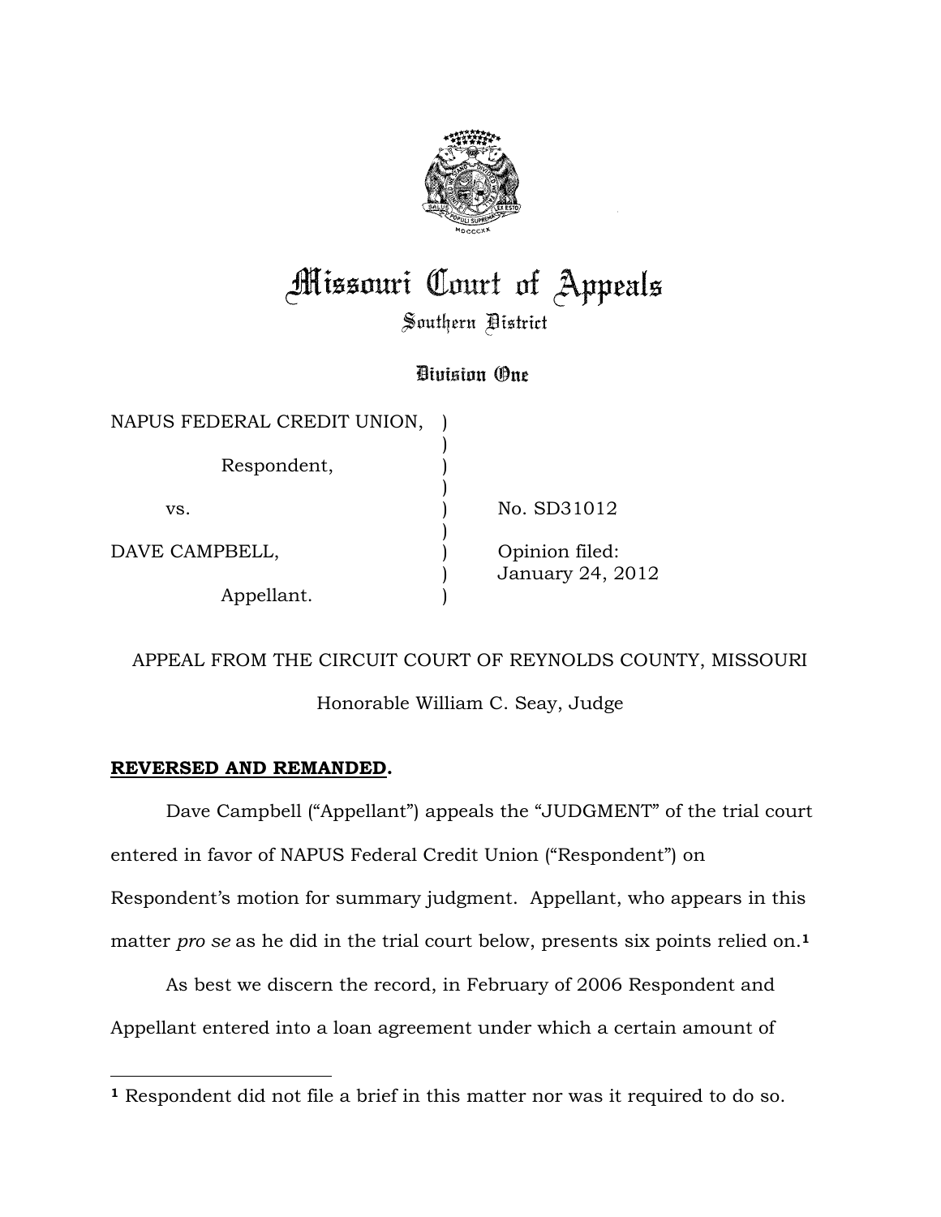# Missouri Court of Appeals

## Southern District

### Division One

| | | |
|---|---|---|
| NAPUS FEDERAL CREDIT UNION, | ) | |
| Respondent, | ) | |
| vs. | ) | No. SD31012 |
| DAVE CAMPBELL, | ) | Opinion filed: January 24, 2012 |
| Appellant. | ) | |

APPEAL FROM THE CIRCUIT COURT OF REYNOLDS COUNTY, MISSOURI

Honorable William C. Seay, Judge

**REVERSED AND REMANDED.**

Dave Campbell ("Appellant") appeals the "JUDGMENT" of the trial court entered in favor of NAPUS Federal Credit Union ("Respondent") on Respondent's motion for summary judgment. Appellant, who appears in this matter *pro se* as he did in the trial court below, presents six points relied on.[1]

As best we discern the record, in February of 2006 Respondent and Appellant entered into a loan agreement under which a certain amount of

---

[1] Respondent did not file a brief in this matter nor was it required to do so.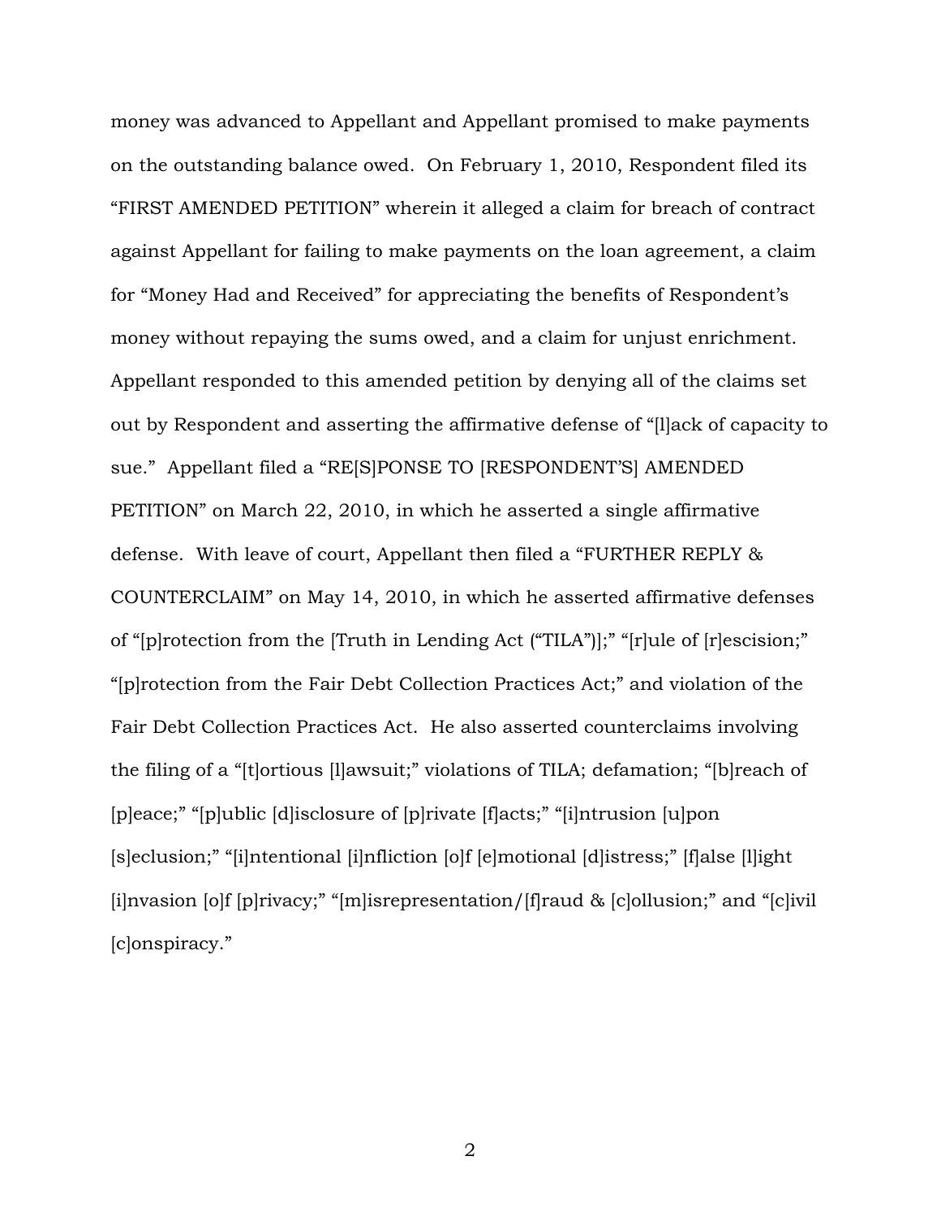money was advanced to Appellant and Appellant promised to make payments on the outstanding balance owed. On February 1, 2010, Respondent filed its "FIRST AMENDED PETITION" wherein it alleged a claim for breach of contract against Appellant for failing to make payments on the loan agreement, a claim for "Money Had and Received" for appreciating the benefits of Respondent's money without repaying the sums owed, and a claim for unjust enrichment. Appellant responded to this amended petition by denying all of the claims set out by Respondent and asserting the affirmative defense of "[l]ack of capacity to sue." Appellant filed a "RE[S]PONSE TO [RESPONDENT'S] AMENDED PETITION" on March 22, 2010, in which he asserted a single affirmative defense. With leave of court, Appellant then filed a "FURTHER REPLY & COUNTERCLAIM" on May 14, 2010, in which he asserted affirmative defenses of "[p]rotection from the [Truth in Lending Act ("TILA")];" "[r]ule of [r]escision;" "[p]rotection from the Fair Debt Collection Practices Act;" and violation of the Fair Debt Collection Practices Act. He also asserted counterclaims involving the filing of a "[t]ortious [l]awsuit;" violations of TILA; defamation; "[b]reach of [p]eace;" "[p]ublic [d]isclosure of [p]rivate [f]acts;" "[i]ntrusion [u]pon [s]eclusion;" "[i]ntentional [i]nfliction [o]f [e]motional [d]istress;" [f]alse [l]ight [i]nvasion [o]f [p]rivacy;" "[m]isrepresentation/[f]raud & [c]ollusion;" and "[c]ivil [c]onspiracy."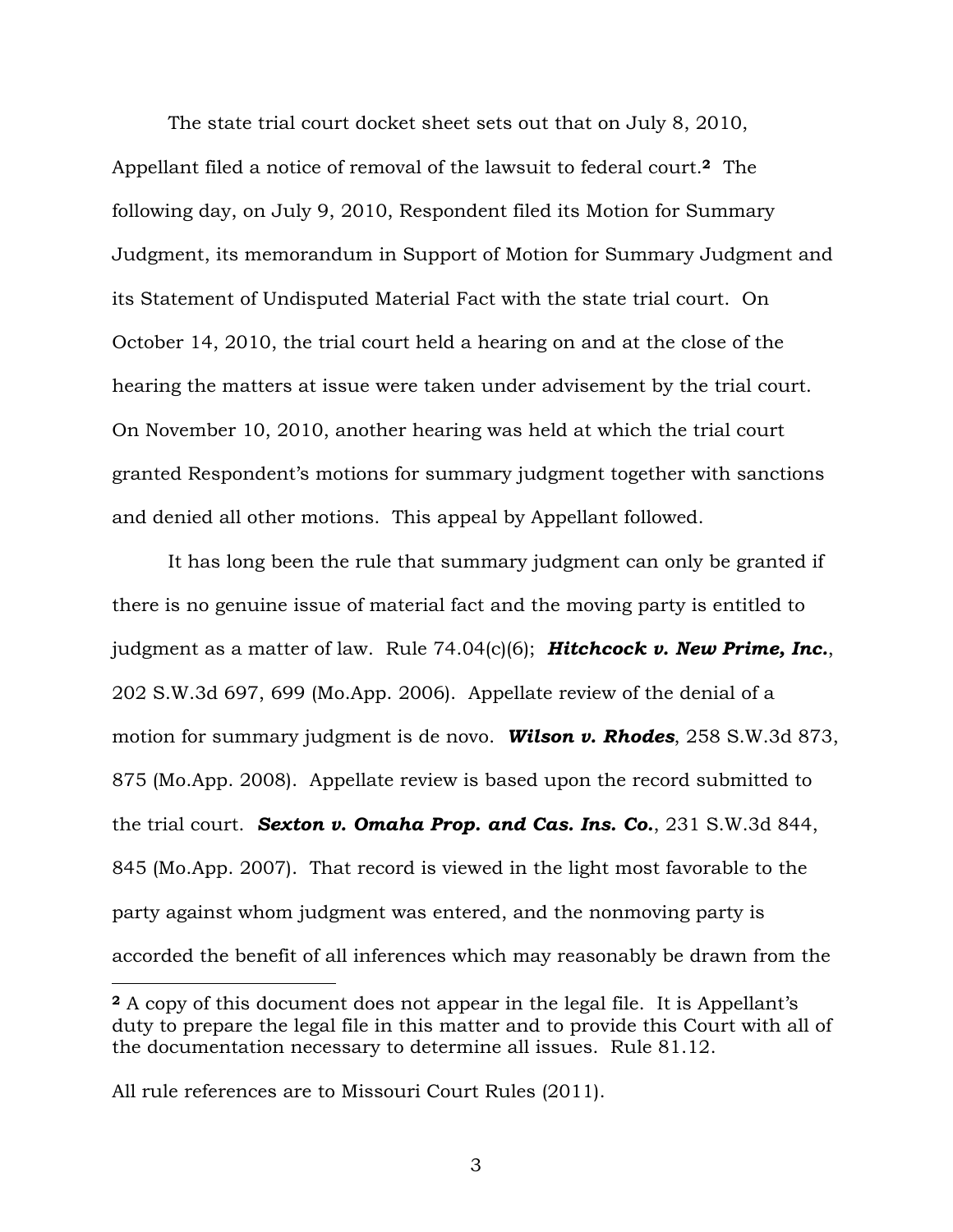The state trial court docket sheet sets out that on July 8, 2010, Appellant filed a notice of removal of the lawsuit to federal court.[2] The following day, on July 9, 2010, Respondent filed its Motion for Summary Judgment, its memorandum in Support of Motion for Summary Judgment and its Statement of Undisputed Material Fact with the state trial court. On October 14, 2010, the trial court held a hearing on and at the close of the hearing the matters at issue were taken under advisement by the trial court. On November 10, 2010, another hearing was held at which the trial court granted Respondent's motions for summary judgment together with sanctions and denied all other motions. This appeal by Appellant followed.

It has long been the rule that summary judgment can only be granted if there is no genuine issue of material fact and the moving party is entitled to judgment as a matter of law. Rule 74.04(c)(6); ***Hitchcock v. New Prime, Inc.***, 202 S.W.3d 697, 699 (Mo.App. 2006). Appellate review of the denial of a motion for summary judgment is de novo. ***Wilson v. Rhodes***, 258 S.W.3d 873, 875 (Mo.App. 2008). Appellate review is based upon the record submitted to the trial court. ***Sexton v. Omaha Prop. and Cas. Ins. Co.***, 231 S.W.3d 844, 845 (Mo.App. 2007). That record is viewed in the light most favorable to the party against whom judgment was entered, and the nonmoving party is accorded the benefit of all inferences which may reasonably be drawn from the

---

[2] A copy of this document does not appear in the legal file. It is Appellant's duty to prepare the legal file in this matter and to provide this Court with all of the documentation necessary to determine all issues. Rule 81.12.

All rule references are to Missouri Court Rules (2011).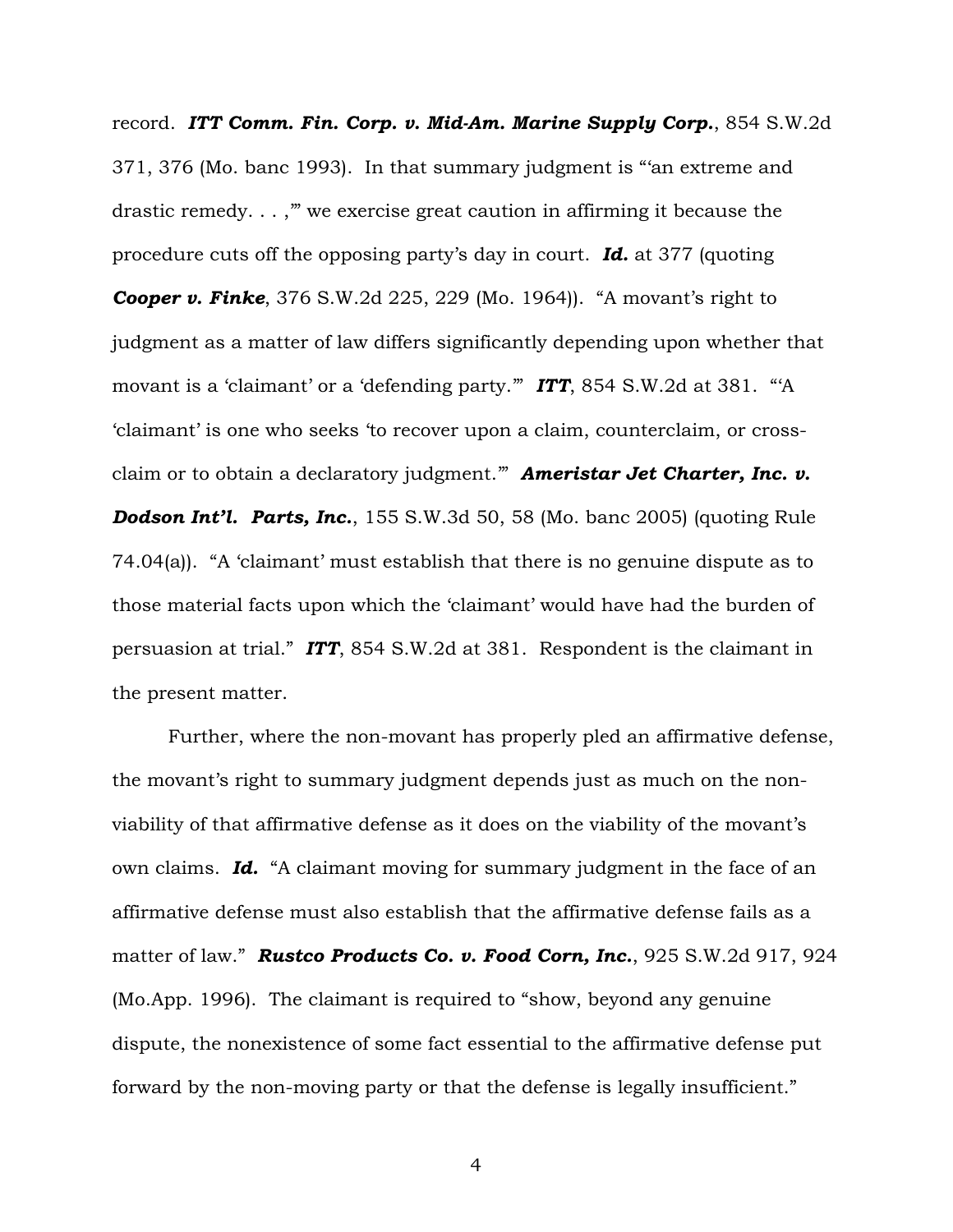record. ***ITT Comm. Fin. Corp. v. Mid-Am. Marine Supply Corp.***, 854 S.W.2d 371, 376 (Mo. banc 1993). In that summary judgment is "'an extreme and drastic remedy. . . ,'" we exercise great caution in affirming it because the procedure cuts off the opposing party's day in court. ***Id.*** at 377 (quoting ***Cooper v. Finke***, 376 S.W.2d 225, 229 (Mo. 1964)). "A movant's right to judgment as a matter of law differs significantly depending upon whether that movant is a 'claimant' or a 'defending party.'" ***ITT***, 854 S.W.2d at 381. "'A 'claimant' is one who seeks 'to recover upon a claim, counterclaim, or cross-claim or to obtain a declaratory judgment.'" ***Ameristar Jet Charter, Inc. v. Dodson Int'l. Parts, Inc.***, 155 S.W.3d 50, 58 (Mo. banc 2005) (quoting Rule 74.04(a)). "A 'claimant' must establish that there is no genuine dispute as to those material facts upon which the 'claimant' would have had the burden of persuasion at trial." ***ITT***, 854 S.W.2d at 381. Respondent is the claimant in the present matter.

Further, where the non-movant has properly pled an affirmative defense, the movant's right to summary judgment depends just as much on the non-viability of that affirmative defense as it does on the viability of the movant's own claims. ***Id.*** "A claimant moving for summary judgment in the face of an affirmative defense must also establish that the affirmative defense fails as a matter of law." ***Rustco Products Co. v. Food Corn, Inc.***, 925 S.W.2d 917, 924 (Mo.App. 1996). The claimant is required to "show, beyond any genuine dispute, the nonexistence of some fact essential to the affirmative defense put forward by the non-moving party or that the defense is legally insufficient."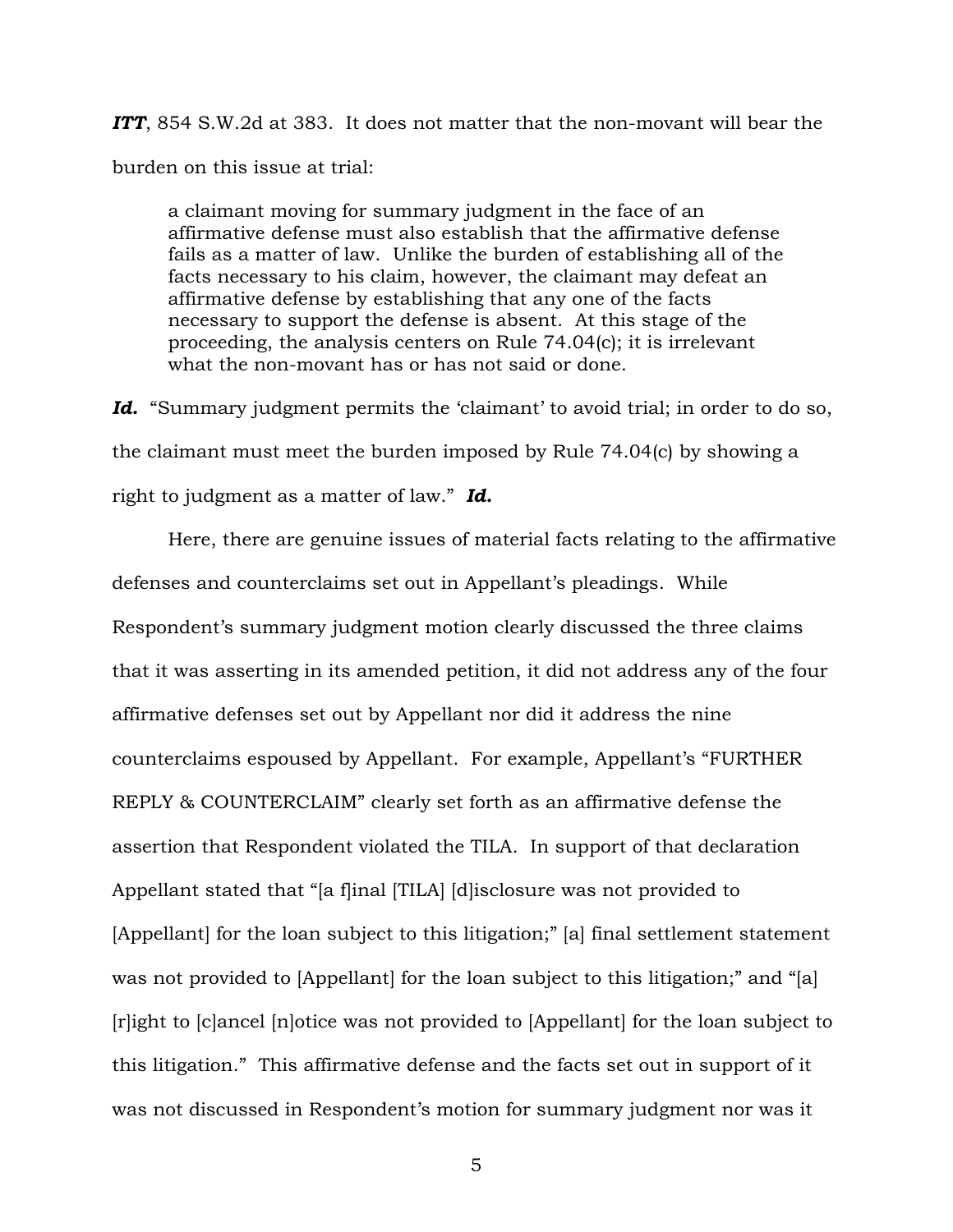***ITT***, 854 S.W.2d at 383. It does not matter that the non-movant will bear the burden on this issue at trial:

> a claimant moving for summary judgment in the face of an affirmative defense must also establish that the affirmative defense fails as a matter of law. Unlike the burden of establishing all of the facts necessary to his claim, however, the claimant may defeat an affirmative defense by establishing that any one of the facts necessary to support the defense is absent. At this stage of the proceeding, the analysis centers on Rule 74.04(c); it is irrelevant what the non-movant has or has not said or done.

***Id.*** "Summary judgment permits the 'claimant' to avoid trial; in order to do so, the claimant must meet the burden imposed by Rule 74.04(c) by showing a right to judgment as a matter of law." ***Id.***

Here, there are genuine issues of material facts relating to the affirmative defenses and counterclaims set out in Appellant's pleadings. While Respondent's summary judgment motion clearly discussed the three claims that it was asserting in its amended petition, it did not address any of the four affirmative defenses set out by Appellant nor did it address the nine counterclaims espoused by Appellant. For example, Appellant's "FURTHER REPLY & COUNTERCLAIM" clearly set forth as an affirmative defense the assertion that Respondent violated the TILA. In support of that declaration Appellant stated that "[a f]inal [TILA] [d]isclosure was not provided to [Appellant] for the loan subject to this litigation;" [a] final settlement statement was not provided to [Appellant] for the loan subject to this litigation;" and "[a] [r]ight to [c]ancel [n]otice was not provided to [Appellant] for the loan subject to this litigation." This affirmative defense and the facts set out in support of it was not discussed in Respondent's motion for summary judgment nor was it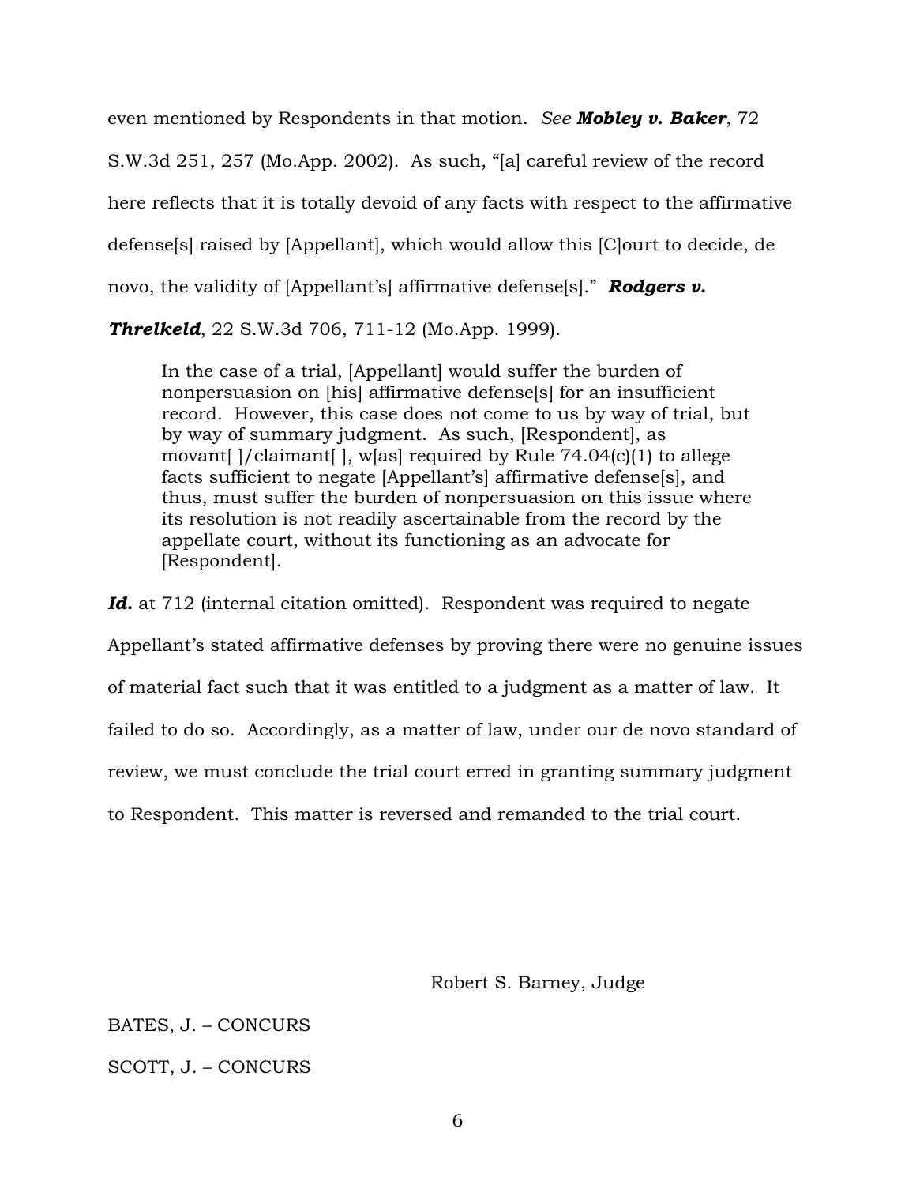even mentioned by Respondents in that motion. *See* ***Mobley v. Baker***, 72 S.W.3d 251, 257 (Mo.App. 2002). As such, "[a] careful review of the record here reflects that it is totally devoid of any facts with respect to the affirmative defense[s] raised by [Appellant], which would allow this [C]ourt to decide, de novo, the validity of [Appellant's] affirmative defense[s]." ***Rodgers v. Threlkeld***, 22 S.W.3d 706, 711-12 (Mo.App. 1999).

> In the case of a trial, [Appellant] would suffer the burden of nonpersuasion on [his] affirmative defense[s] for an insufficient record. However, this case does not come to us by way of trial, but by way of summary judgment. As such, [Respondent], as movant[ ]/claimant[ ], w[as] required by Rule 74.04(c)(1) to allege facts sufficient to negate [Appellant's] affirmative defense[s], and thus, must suffer the burden of nonpersuasion on this issue where its resolution is not readily ascertainable from the record by the appellate court, without its functioning as an advocate for [Respondent].

***Id.*** at 712 (internal citation omitted). Respondent was required to negate Appellant's stated affirmative defenses by proving there were no genuine issues of material fact such that it was entitled to a judgment as a matter of law. It failed to do so. Accordingly, as a matter of law, under our de novo standard of review, we must conclude the trial court erred in granting summary judgment to Respondent. This matter is reversed and remanded to the trial court.

Robert S. Barney, Judge

BATES, J. – CONCURS

SCOTT, J. – CONCURS